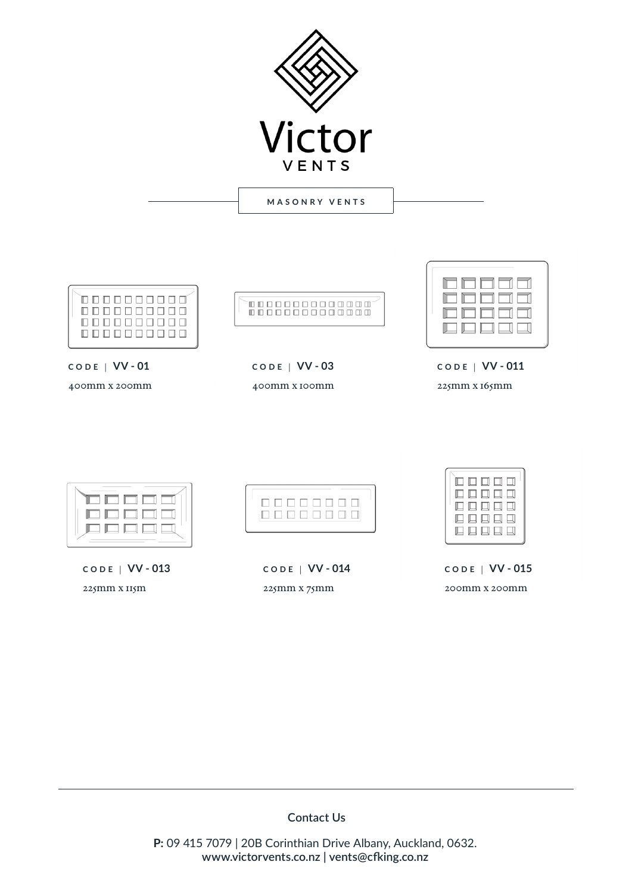# Victor VENTS

## MASONRY VENTS

CODE | **VV - 01**

400mm x 200mm

CODE | **VV - 03**

400mm x 100mm

CODE | **VV - 011**

225mm x 165mm

CODE | **VV - 013**

225mm x 115m

CODE | **VV - 014**

225mm x 75mm

CODE | **VV - 015**

200mm x 200mm

---

**Contact Us**

**P:** 09 415 7079 | 20B Corinthian Drive Albany, Auckland, 0632.
**www.victorvents.co.nz | vents@cfking.co.nz**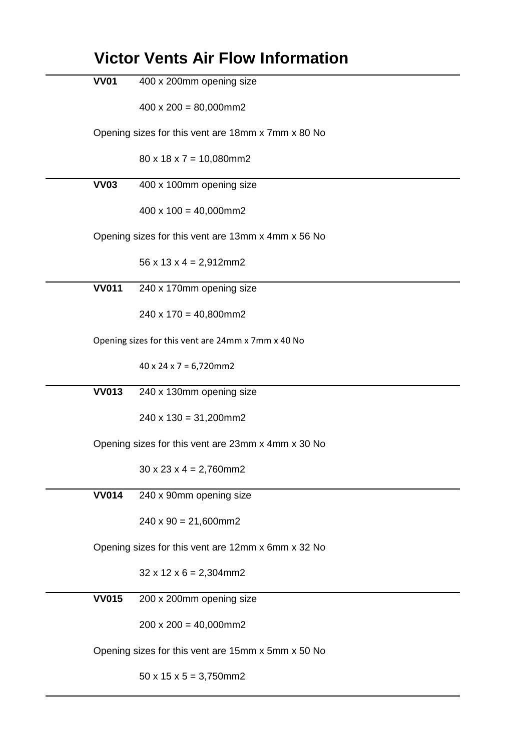# Victor Vents Air Flow Information

---

**VV01** 400 x 200mm opening size

400 x 200 = 80,000mm2

Opening sizes for this vent are 18mm x 7mm x 80 No

80 x 18 x 7 = 10,080mm2

---

**VV03** 400 x 100mm opening size

400 x 100 = 40,000mm2

Opening sizes for this vent are 13mm x 4mm x 56 No

56 x 13 x 4 = 2,912mm2

---

**VV011** 240 x 170mm opening size

240 x 170 = 40,800mm2

Opening sizes for this vent are 24mm x 7mm x 40 No

40 x 24 x 7 = 6,720mm2

---

**VV013** 240 x 130mm opening size

240 x 130 = 31,200mm2

Opening sizes for this vent are 23mm x 4mm x 30 No

30 x 23 x 4 = 2,760mm2

---

**VV014** 240 x 90mm opening size

240 x 90 = 21,600mm2

Opening sizes for this vent are 12mm x 6mm x 32 No

32 x 12 x 6 = 2,304mm2

---

**VV015** 200 x 200mm opening size

200 x 200 = 40,000mm2

Opening sizes for this vent are 15mm x 5mm x 50 No

50 x 15 x 5 = 3,750mm2

---